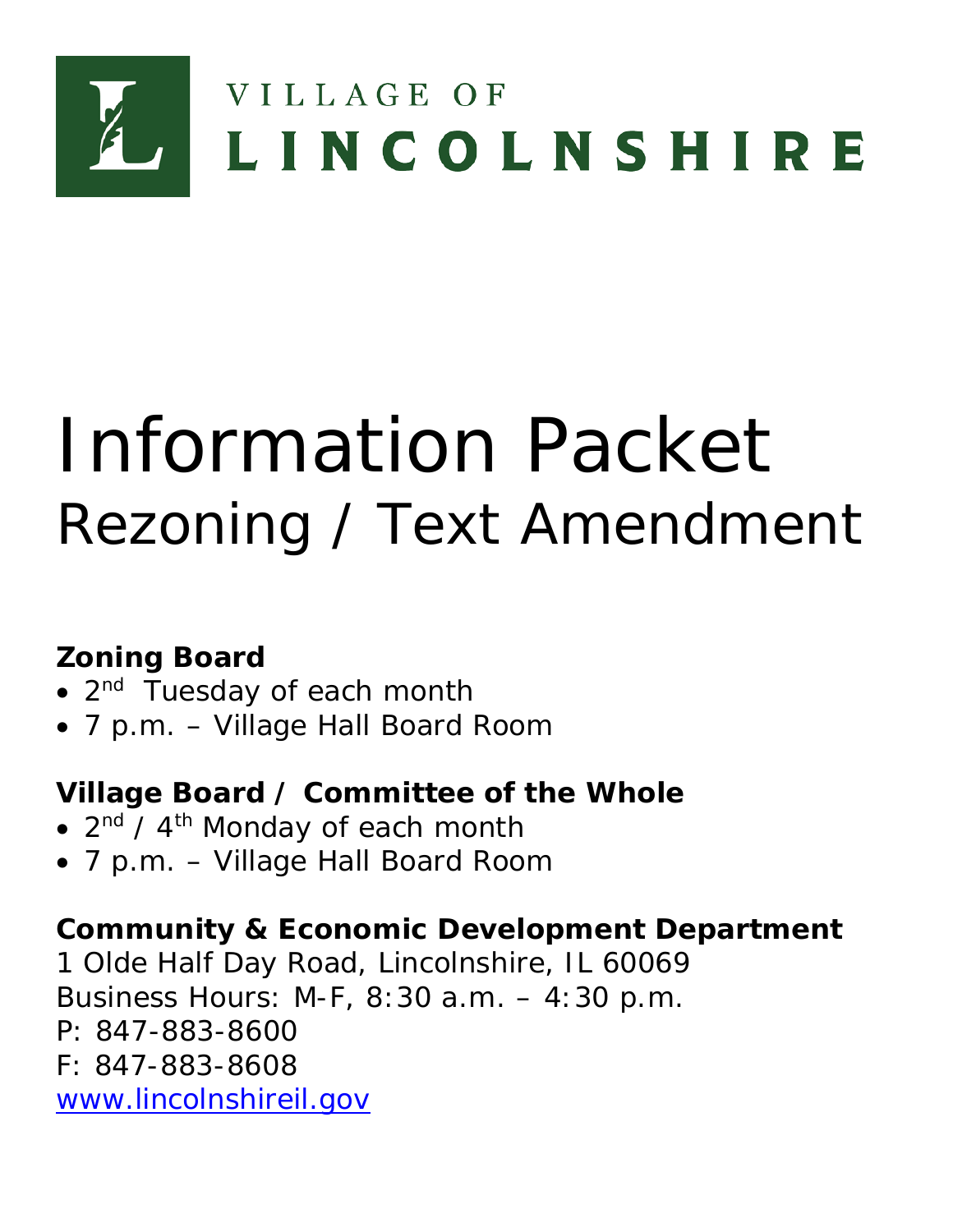VILLAGE OF
LINCOLNSHIRE

# Information Packet
## Rezoning / Text Amendment

**Zoning Board**
- 2nd Tuesday of each month
- 7 p.m. – Village Hall Board Room

**Village Board / Committee of the Whole**
- 2nd / 4th Monday of each month
- 7 p.m. – Village Hall Board Room

**Community & Economic Development Department**
1 Olde Half Day Road, Lincolnshire, IL 60069
Business Hours: M-F, 8:30 a.m. – 4:30 p.m.
P: 847-883-8600
F: 847-883-8608
www.lincolnshireil.gov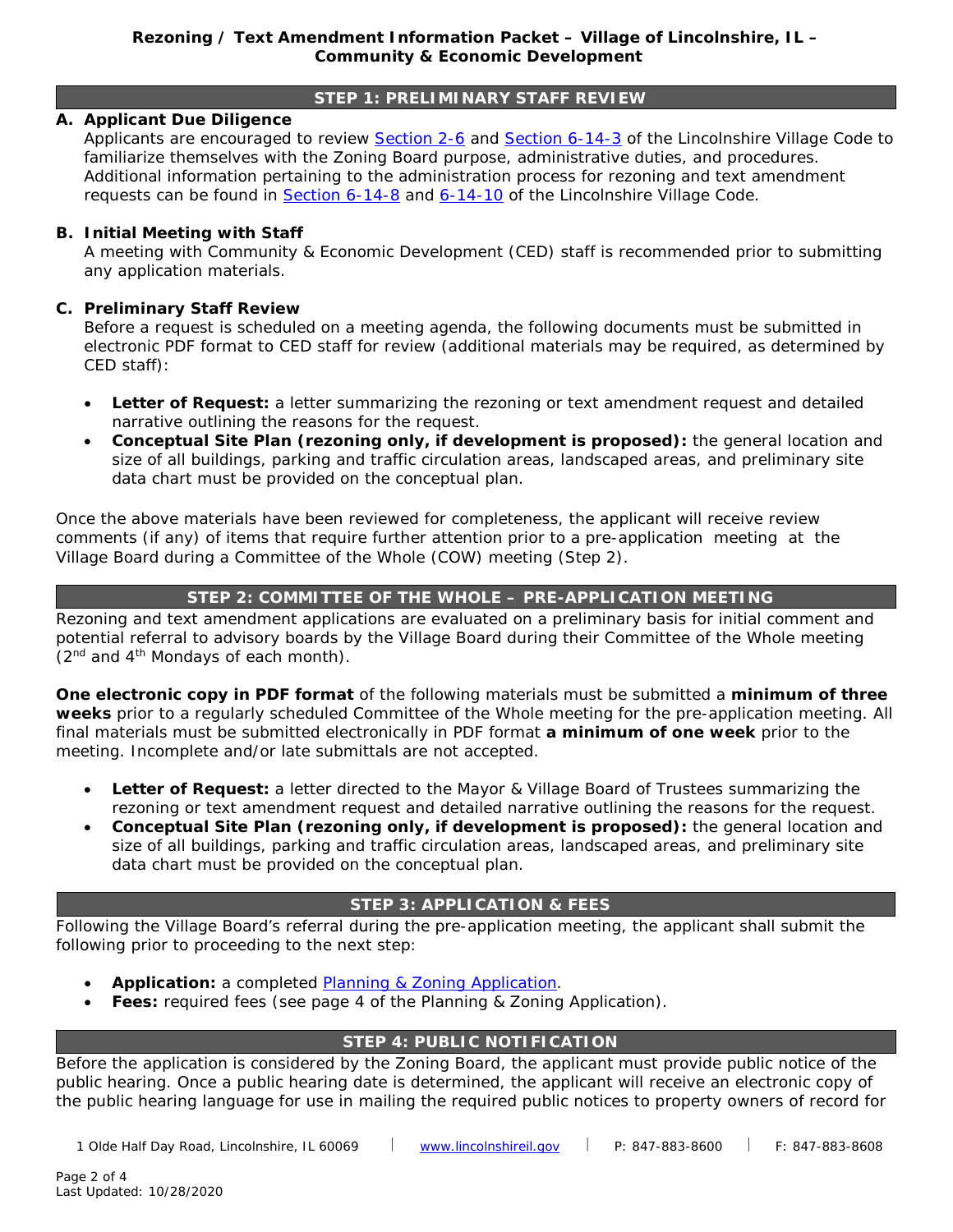## STEP 1: PRELIMINARY STAFF REVIEW

**A. Applicant Due Diligence**

Applicants are encouraged to review Section 2-6 and Section 6-14-3 of the Lincolnshire Village Code to familiarize themselves with the Zoning Board purpose, administrative duties, and procedures. Additional information pertaining to the administration process for rezoning and text amendment requests can be found in Section 6-14-8 and 6-14-10 of the Lincolnshire Village Code.

**B. Initial Meeting with Staff**

A meeting with Community & Economic Development (CED) staff is recommended prior to submitting any application materials.

**C. Preliminary Staff Review**

Before a request is scheduled on a meeting agenda, the following documents must be submitted in electronic PDF format to CED staff for review (additional materials may be required, as determined by CED staff):

- **Letter of Request:** a letter summarizing the rezoning or text amendment request and detailed narrative outlining the reasons for the request.
- **Conceptual Site Plan (rezoning only, if development is proposed):** the general location and size of all buildings, parking and traffic circulation areas, landscaped areas, and preliminary site data chart must be provided on the conceptual plan.

Once the above materials have been reviewed for completeness, the applicant will receive review comments (if any) of items that require further attention prior to a pre-application meeting at the Village Board during a Committee of the Whole (COW) meeting (Step 2).

## STEP 2: COMMITTEE OF THE WHOLE – PRE-APPLICATION MEETING

Rezoning and text amendment applications are evaluated on a preliminary basis for initial comment and potential referral to advisory boards by the Village Board during their Committee of the Whole meeting (2nd and 4th Mondays of each month).

**One electronic copy in PDF format** of the following materials must be submitted a **minimum of three weeks** prior to a regularly scheduled Committee of the Whole meeting for the pre-application meeting. All final materials must be submitted electronically in PDF format **a minimum of one week** prior to the meeting. Incomplete and/or late submittals are not accepted.

- **Letter of Request:** a letter directed to the Mayor & Village Board of Trustees summarizing the rezoning or text amendment request and detailed narrative outlining the reasons for the request.
- **Conceptual Site Plan (rezoning only, if development is proposed):** the general location and size of all buildings, parking and traffic circulation areas, landscaped areas, and preliminary site data chart must be provided on the conceptual plan.

## STEP 3: APPLICATION & FEES

Following the Village Board's referral during the pre-application meeting, the applicant shall submit the following prior to proceeding to the next step:

- **Application:** a completed Planning & Zoning Application.
- **Fees:** required fees (see page 4 of the Planning & Zoning Application).

## STEP 4: PUBLIC NOTIFICATION

Before the application is considered by the Zoning Board, the applicant must provide public notice of the public hearing. Once a public hearing date is determined, the applicant will receive an electronic copy of the public hearing language for use in mailing the required public notices to property owners of record for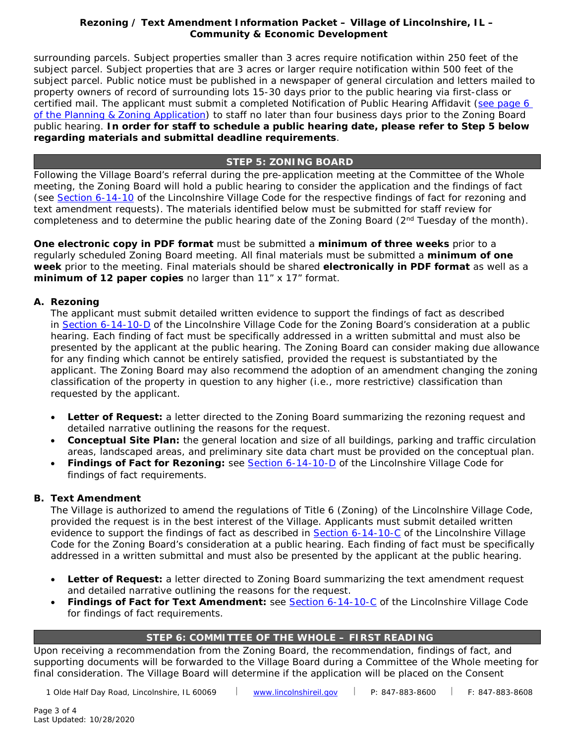surrounding parcels. Subject properties smaller than 3 acres require notification within 250 feet of the subject parcel. Subject properties that are 3 acres or larger require notification within 500 feet of the subject parcel. Public notice must be published in a newspaper of general circulation and letters mailed to property owners of record of surrounding lots 15-30 days prior to the public hearing via first-class or certified mail. The applicant must submit a completed Notification of Public Hearing Affidavit (see page 6 of the Planning & Zoning Application) to staff no later than four business days prior to the Zoning Board public hearing. **In order for staff to schedule a public hearing date, please refer to Step 5 below regarding materials and submittal deadline requirements**.

## STEP 5: ZONING BOARD

Following the Village Board's referral during the pre-application meeting at the Committee of the Whole meeting, the Zoning Board will hold a public hearing to consider the application and the findings of fact (see Section 6-14-10 of the Lincolnshire Village Code for the respective findings of fact for rezoning and text amendment requests). The materials identified below must be submitted for staff review for completeness and to determine the public hearing date of the Zoning Board (2nd Tuesday of the month).

**One electronic copy in PDF format** must be submitted a **minimum of three weeks** prior to a regularly scheduled Zoning Board meeting. All final materials must be submitted a **minimum of one week** prior to the meeting. Final materials should be shared **electronically in PDF format** as well as a **minimum of 12 paper copies** no larger than 11" x 17" format.

### A. Rezoning

The applicant must submit detailed written evidence to support the findings of fact as described in Section 6-14-10-D of the Lincolnshire Village Code for the Zoning Board's consideration at a public hearing. Each finding of fact must be specifically addressed in a written submittal and must also be presented by the applicant at the public hearing. The Zoning Board can consider making due allowance for any finding which cannot be entirely satisfied, provided the request is substantiated by the applicant. The Zoning Board may also recommend the adoption of an amendment changing the zoning classification of the property in question to any higher (i.e., more restrictive) classification than requested by the applicant.

- **Letter of Request:** a letter directed to the Zoning Board summarizing the rezoning request and detailed narrative outlining the reasons for the request.
- **Conceptual Site Plan:** the general location and size of all buildings, parking and traffic circulation areas, landscaped areas, and preliminary site data chart must be provided on the conceptual plan.
- **Findings of Fact for Rezoning:** see Section 6-14-10-D of the Lincolnshire Village Code for findings of fact requirements.

### B. Text Amendment

The Village is authorized to amend the regulations of Title 6 (Zoning) of the Lincolnshire Village Code, provided the request is in the best interest of the Village. Applicants must submit detailed written evidence to support the findings of fact as described in Section 6-14-10-C of the Lincolnshire Village Code for the Zoning Board's consideration at a public hearing. Each finding of fact must be specifically addressed in a written submittal and must also be presented by the applicant at the public hearing.

- **Letter of Request:** a letter directed to Zoning Board summarizing the text amendment request and detailed narrative outlining the reasons for the request.
- **Findings of Fact for Text Amendment:** see Section 6-14-10-C of the Lincolnshire Village Code for findings of fact requirements.

## STEP 6: COMMITTEE OF THE WHOLE – FIRST READING

Upon receiving a recommendation from the Zoning Board, the recommendation, findings of fact, and supporting documents will be forwarded to the Village Board during a Committee of the Whole meeting for final consideration. The Village Board will determine if the application will be placed on the Consent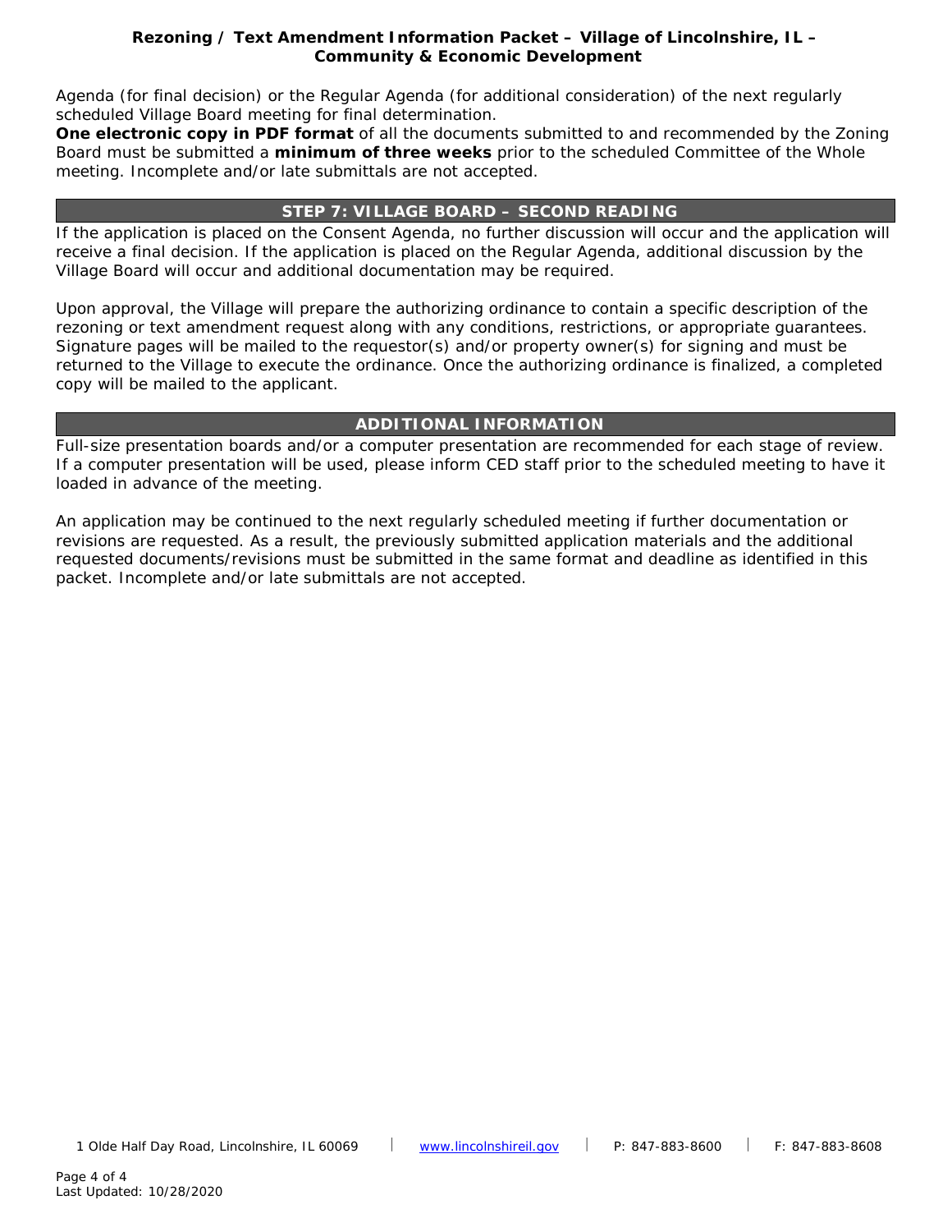Agenda (for final decision) or the Regular Agenda (for additional consideration) of the next regularly scheduled Village Board meeting for final determination.

**One electronic copy in PDF format** of all the documents submitted to and recommended by the Zoning Board must be submitted a **minimum of three weeks** prior to the scheduled Committee of the Whole meeting. Incomplete and/or late submittals are not accepted.

## STEP 7: VILLAGE BOARD – SECOND READING

If the application is placed on the Consent Agenda, no further discussion will occur and the application will receive a final decision. If the application is placed on the Regular Agenda, additional discussion by the Village Board will occur and additional documentation may be required.

Upon approval, the Village will prepare the authorizing ordinance to contain a specific description of the rezoning or text amendment request along with any conditions, restrictions, or appropriate guarantees. Signature pages will be mailed to the requestor(s) and/or property owner(s) for signing and must be returned to the Village to execute the ordinance. Once the authorizing ordinance is finalized, a completed copy will be mailed to the applicant.

## ADDITIONAL INFORMATION

Full-size presentation boards and/or a computer presentation are recommended for each stage of review. If a computer presentation will be used, please inform CED staff prior to the scheduled meeting to have it loaded in advance of the meeting.

An application may be continued to the next regularly scheduled meeting if further documentation or revisions are requested. As a result, the previously submitted application materials and the additional requested documents/revisions must be submitted in the same format and deadline as identified in this packet. Incomplete and/or late submittals are not accepted.